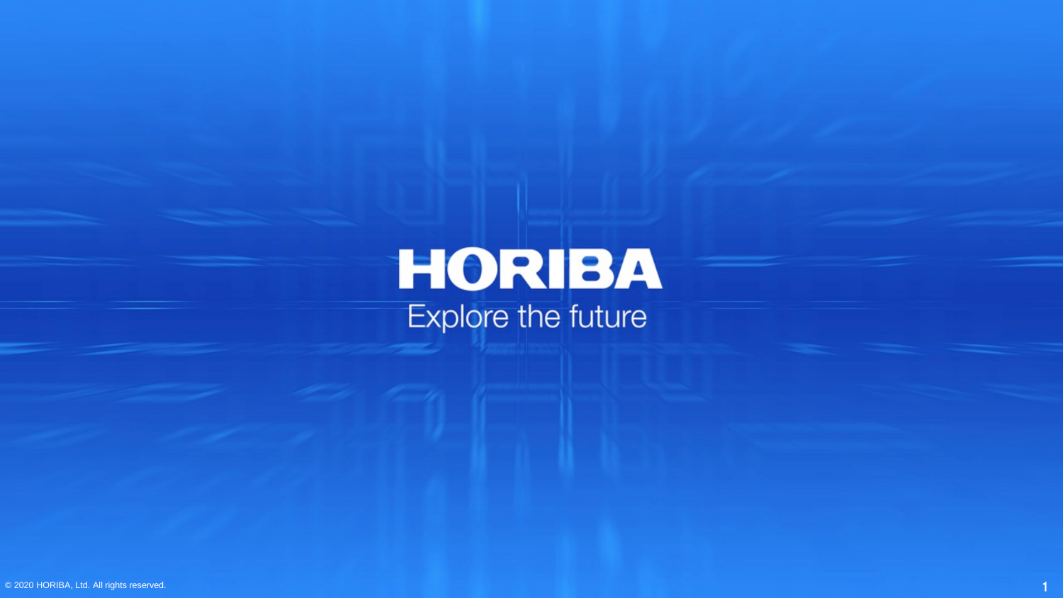# HORIBA

Explore the future

© 2020 HORIBA, Ltd. All rights reserved.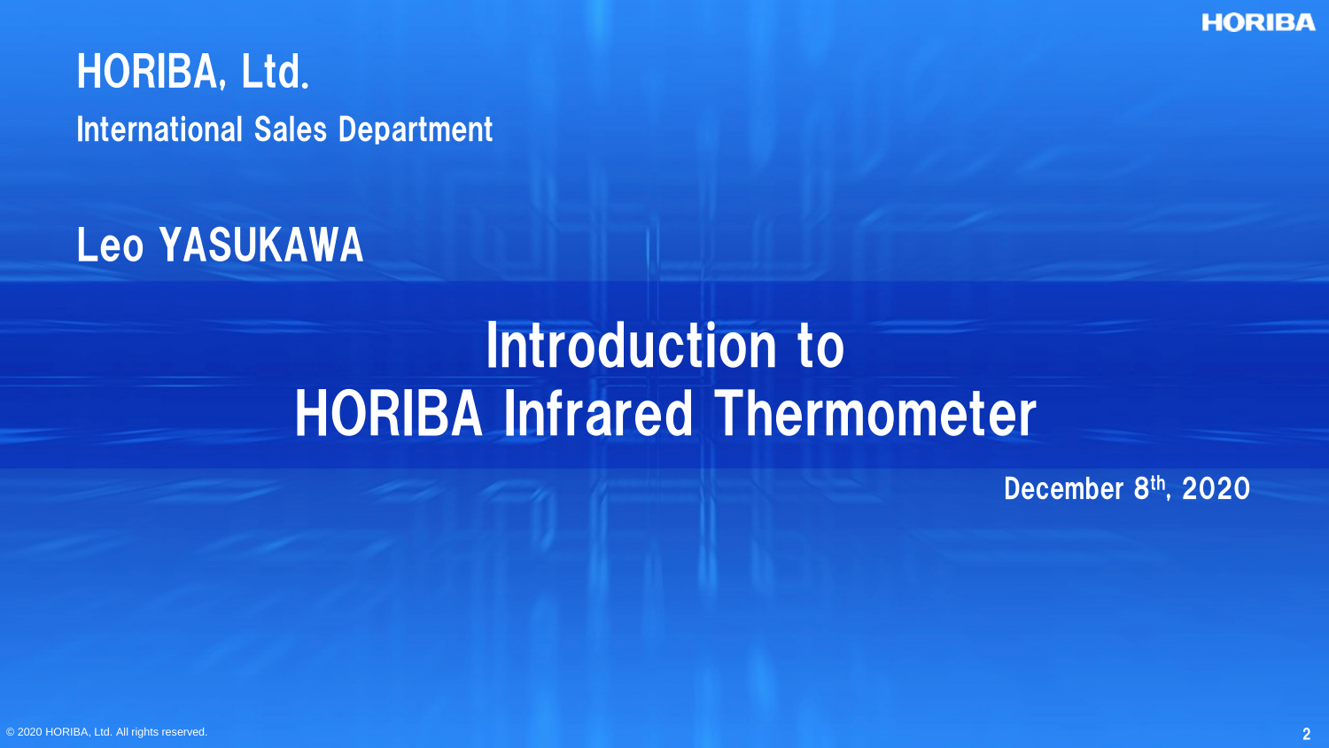HORIBA, Ltd.

International Sales Department

Leo YASUKAWA

# Introduction to HORIBA Infrared Thermometer

December 8th, 2020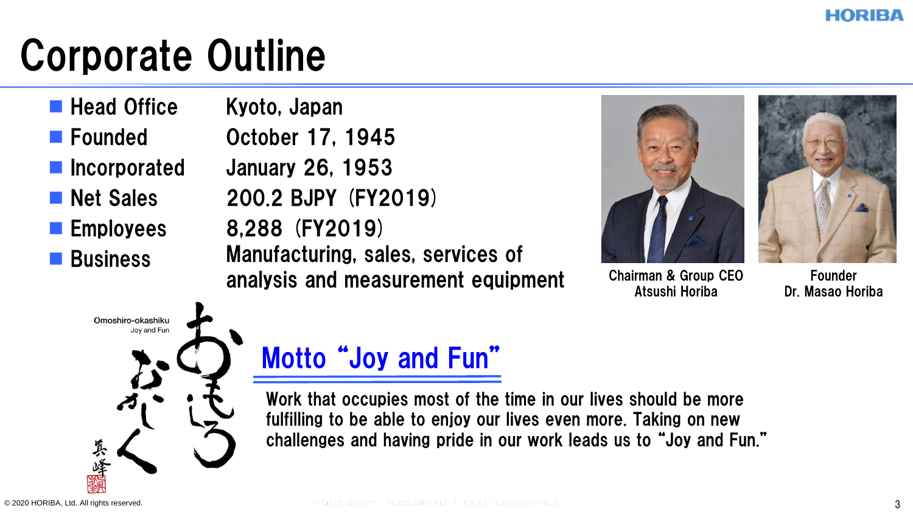# Corporate Outline

| | |
|---|---|
| Head Office | Kyoto, Japan |
| Founded | October 17, 1945 |
| Incorporated | January 26, 1953 |
| Net Sales | 200.2 BJPY (FY2019) |
| Employees | 8,288 (FY2019) |
| Business | Manufacturing, sales, services of analysis and measurement equipment |

Chairman & Group CEO
Atsushi Horiba

Founder
Dr. Masao Horiba

Omoshiro-okashiku
Joy and Fun

おもしろおかしく

## Motto “Joy and Fun”

Work that occupies most of the time in our lives should be more fulfilling to be able to enjoy our lives even more. Taking on new challenges and having pride in our work leads us to “Joy and Fun.”

© 2020 HORIBA, Ltd. All rights reserved.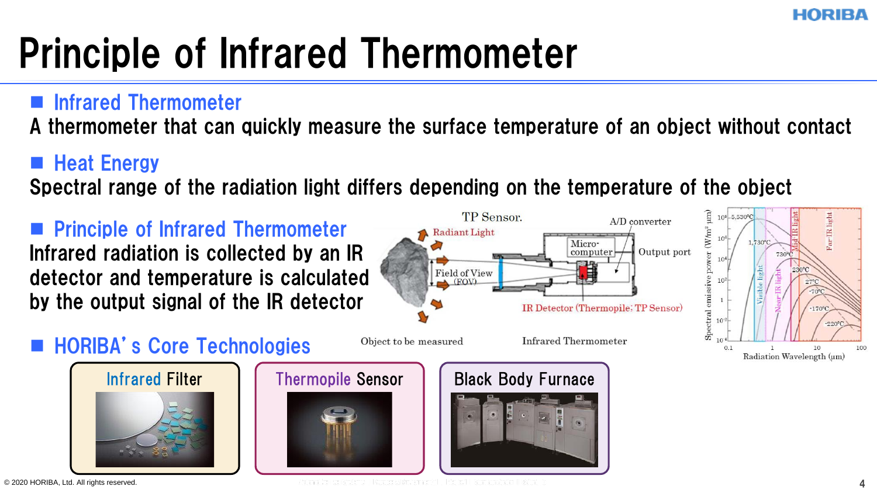# Principle of Infrared Thermometer

## Infrared Thermometer

A thermometer that can quickly measure the surface temperature of an object without contact

## Heat Energy

Spectral range of the radiation light differs depending on the temperature of the object

## Principle of Infrared Thermometer

Infrared radiation is collected by an IR detector and temperature is calculated by the output signal of the IR detector

TP Sensor.

Radiant Light

Field of View (FOV)

Micro-computer

A/D converter

Output port

IR Detector (Thermopile: TP Sensor)

Object to be measured

Infrared Thermometer

Spectral emissive power (W/m² μm)

Radiation Wavelength (μm)

5,530°C, 1,730°C, 730°C, 230°C, 27°C, -70°C, -170°C, -220°C

Visible light, Near-IR light, Mid IR light, Far-IR light

## HORIBA's Core Technologies

Infrared Filter

Thermopile Sensor

Black Body Furnace

© 2020 HORIBA, Ltd. All rights reserved.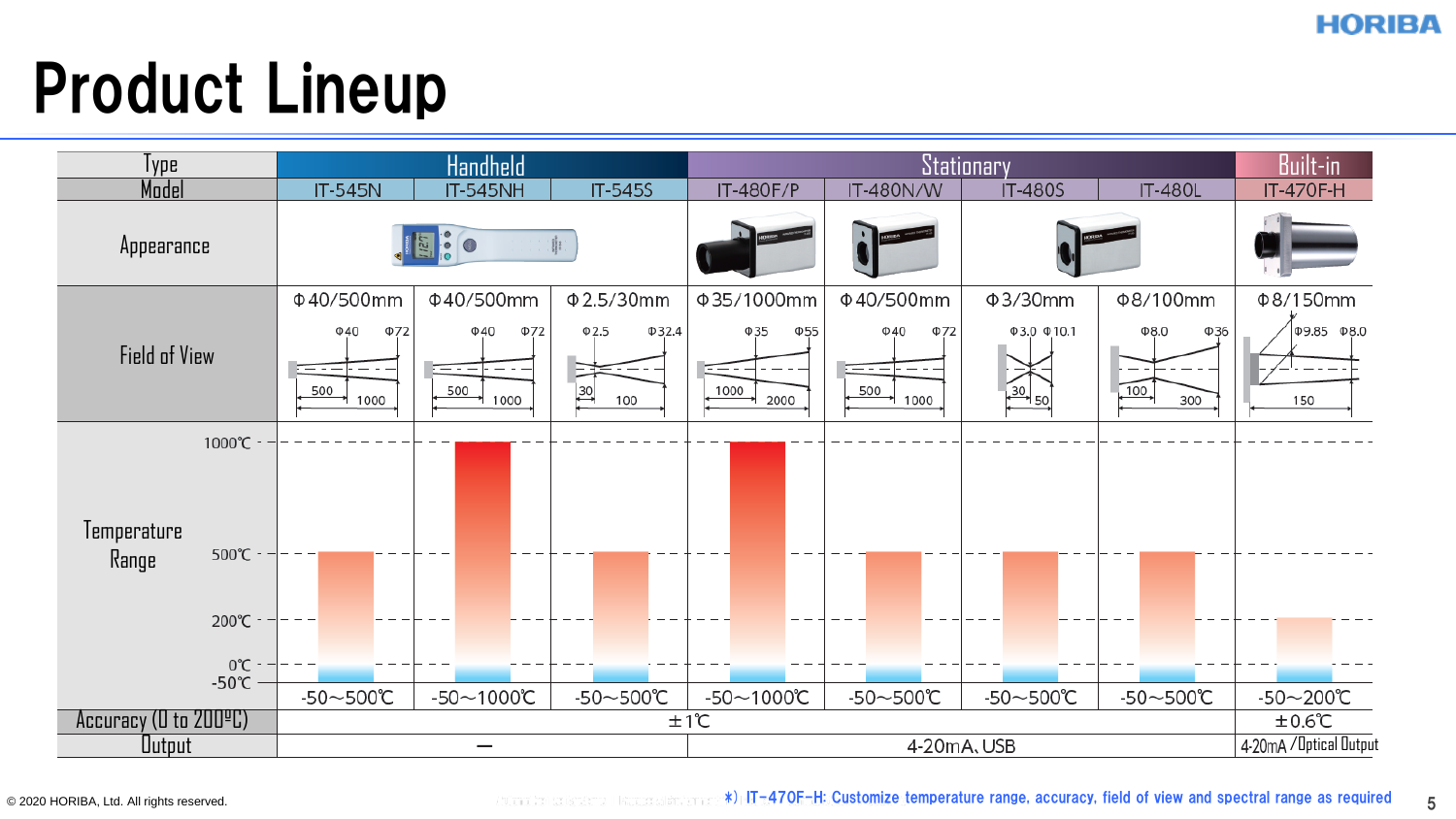# Product Lineup

| Type | Handheld | | | Stationary | | | | Built-in |
|---|---|---|---|---|---|---|---|---|
| Model | IT-545N | IT-545NH | IT-545S | IT-480F/P | IT-480N/W | IT-480S | IT-480L | IT-470F-H |
| Appearance | | | | | | | | |
| Field of View | Φ40/500mm | Φ40/500mm | Φ2.5/30mm | Φ35/1000mm | Φ40/500mm | Φ3/30mm | Φ8/100mm | Φ8/150mm |
| Temperature Range | -50～500℃ | -50～1000℃ | -50～500℃ | -50～1000℃ | -50～500℃ | -50～500℃ | -50～500℃ | -50～200℃ |
| Accuracy (0 to 200℃) | ±1℃ | | | | | | | ±0.6℃ |
| Output | ― | | | 4-20mA、USB | | | | 4-20mA /Optical Output |

*) IT-470F-H: Customize temperature range, accuracy, field of view and spectral range as required

© 2020 HORIBA, Ltd. All rights reserved.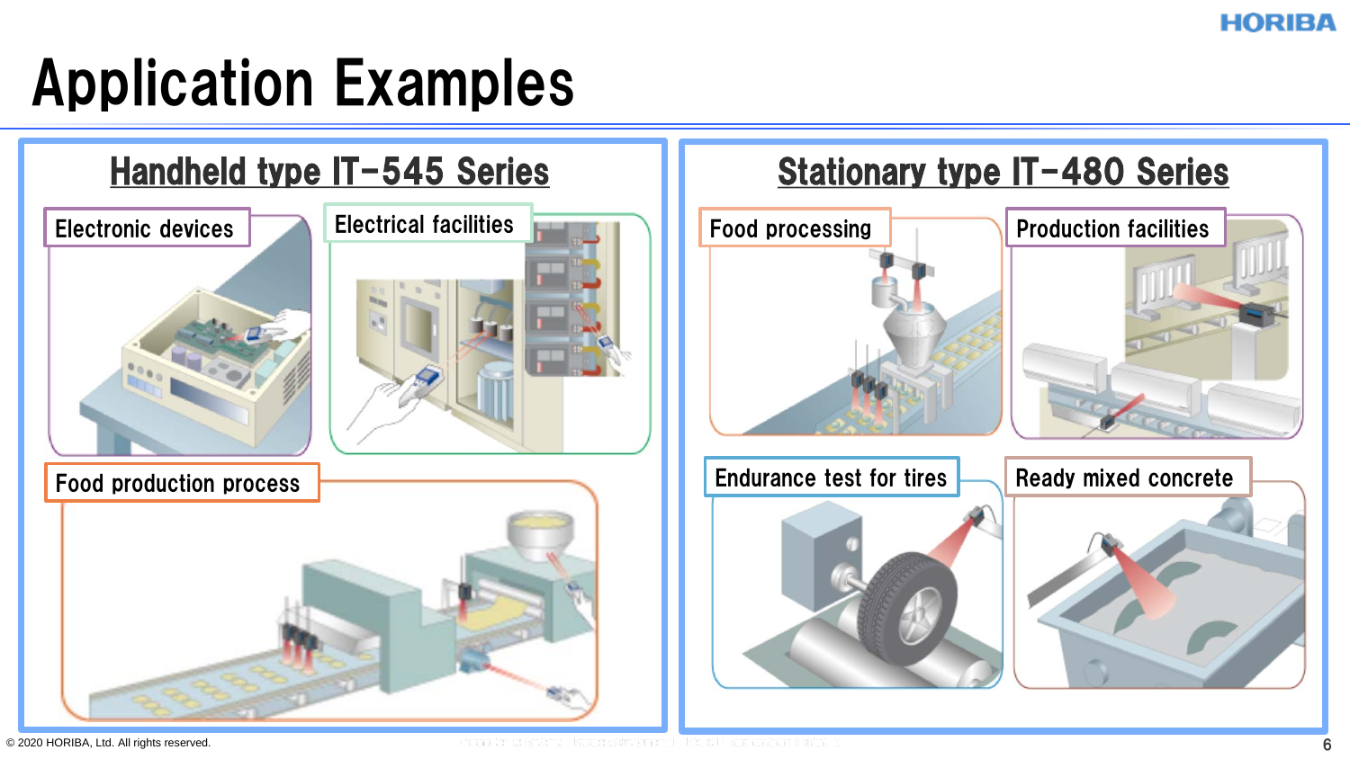# Application Examples

## Handheld type IT-545 Series

- Electronic devices
- Electrical facilities
- Food production process

## Stationary type IT-480 Series

- Food processing
- Production facilities
- Endurance test for tires
- Ready mixed concrete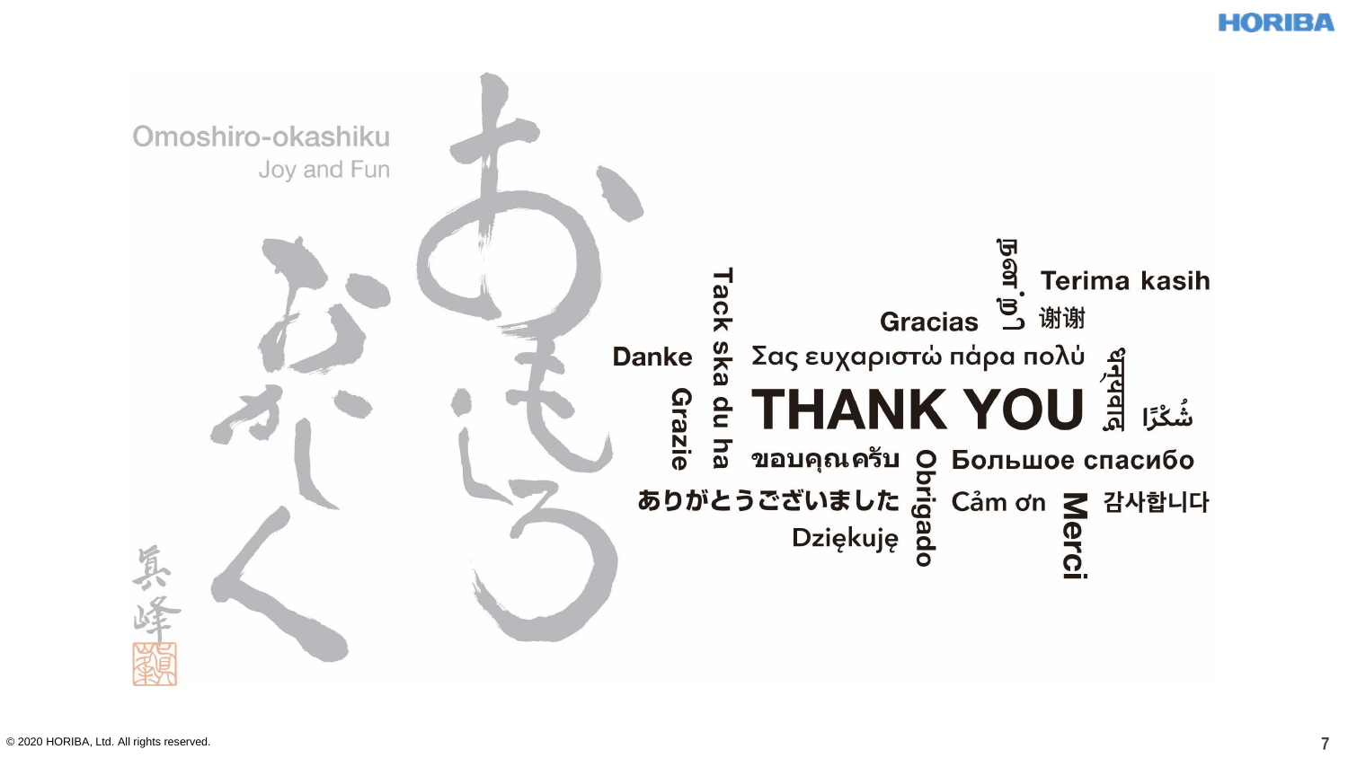Omoshiro-okashiku

Joy and Fun

おもしろおかしく

Danke

Tack ska du ha

Grazie

Gracias

Σας ευχαριστώ πάρα πολύ

THANK YOU

ขอบคุณครับ

ありがとうございました

Dziękuję

Obrigado

Terima kasih

谢谢

Большое спасибо

Cảm ơn

Merci

감사합니다

ধন্যবাদ

شُكْرًا